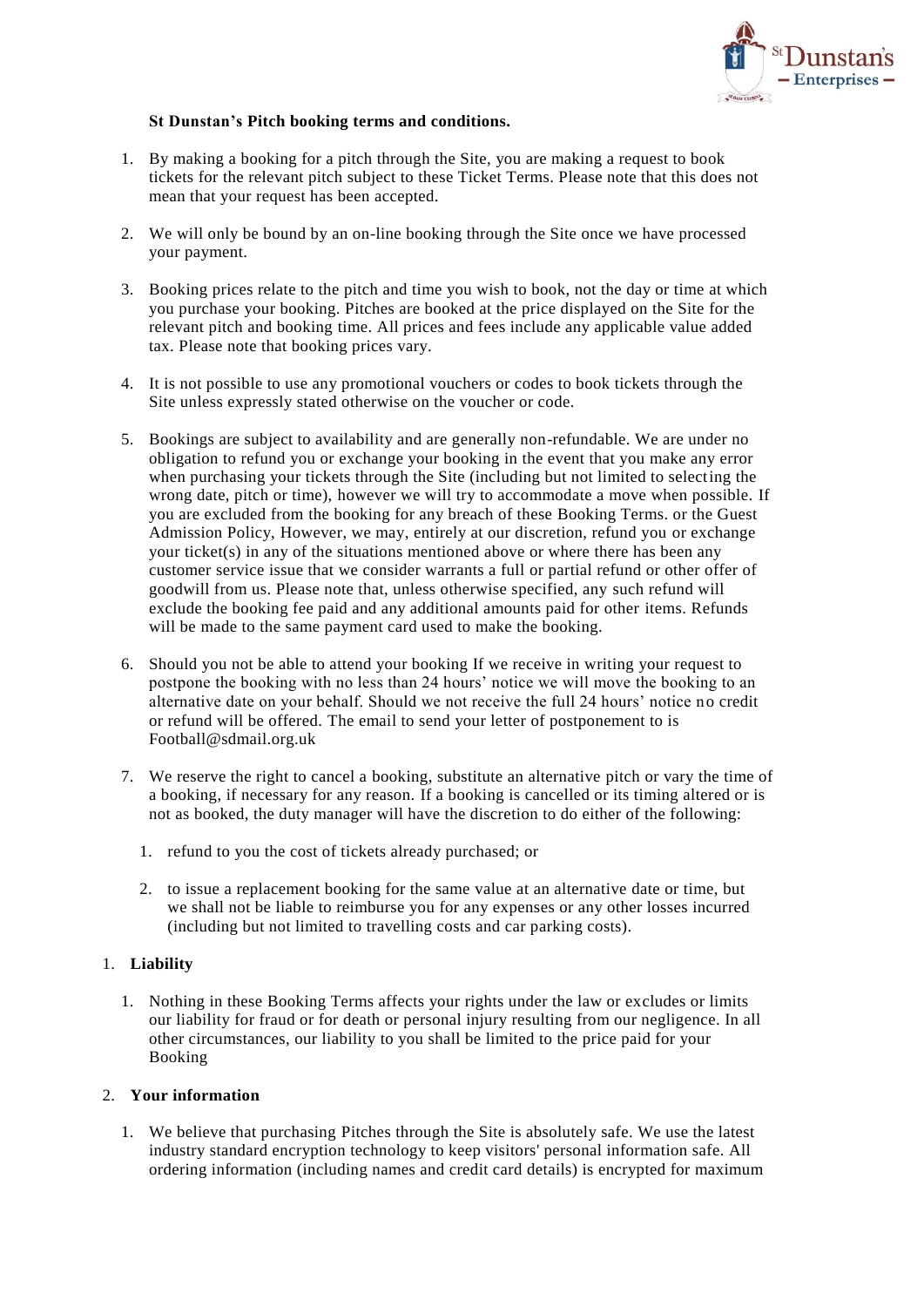**St Dunstan's Pitch booking terms and conditions.**

1. By making a booking for a pitch through the Site, you are making a request to book tickets for the relevant pitch subject to these Ticket Terms. Please note that this does not mean that your request has been accepted.

2. We will only be bound by an on-line booking through the Site once we have processed your payment.

3. Booking prices relate to the pitch and time you wish to book, not the day or time at which you purchase your booking. Pitches are booked at the price displayed on the Site for the relevant pitch and booking time. All prices and fees include any applicable value added tax. Please note that booking prices vary.

4. It is not possible to use any promotional vouchers or codes to book tickets through the Site unless expressly stated otherwise on the voucher or code.

5. Bookings are subject to availability and are generally non-refundable. We are under no obligation to refund you or exchange your booking in the event that you make any error when purchasing your tickets through the Site (including but not limited to selecting the wrong date, pitch or time), however we will try to accommodate a move when possible. If you are excluded from the booking for any breach of these Booking Terms. or the Guest Admission Policy, However, we may, entirely at our discretion, refund you or exchange your ticket(s) in any of the situations mentioned above or where there has been any customer service issue that we consider warrants a full or partial refund or other offer of goodwill from us. Please note that, unless otherwise specified, any such refund will exclude the booking fee paid and any additional amounts paid for other items. Refunds will be made to the same payment card used to make the booking.

6. Should you not be able to attend your booking If we receive in writing your request to postpone the booking with no less than 24 hours' notice we will move the booking to an alternative date on your behalf. Should we not receive the full 24 hours' notice no credit or refund will be offered. The email to send your letter of postponement to is Football@sdmail.org.uk

7. We reserve the right to cancel a booking, substitute an alternative pitch or vary the time of a booking, if necessary for any reason. If a booking is cancelled or its timing altered or is not as booked, the duty manager will have the discretion to do either of the following:

   1. refund to you the cost of tickets already purchased; or

   2. to issue a replacement booking for the same value at an alternative date or time, but we shall not be liable to reimburse you for any expenses or any other losses incurred (including but not limited to travelling costs and car parking costs).

1. **Liability**

   1. Nothing in these Booking Terms affects your rights under the law or excludes or limits our liability for fraud or for death or personal injury resulting from our negligence. In all other circumstances, our liability to you shall be limited to the price paid for your Booking

2. **Your information**

   1. We believe that purchasing Pitches through the Site is absolutely safe. We use the latest industry standard encryption technology to keep visitors' personal information safe. All ordering information (including names and credit card details) is encrypted for maximum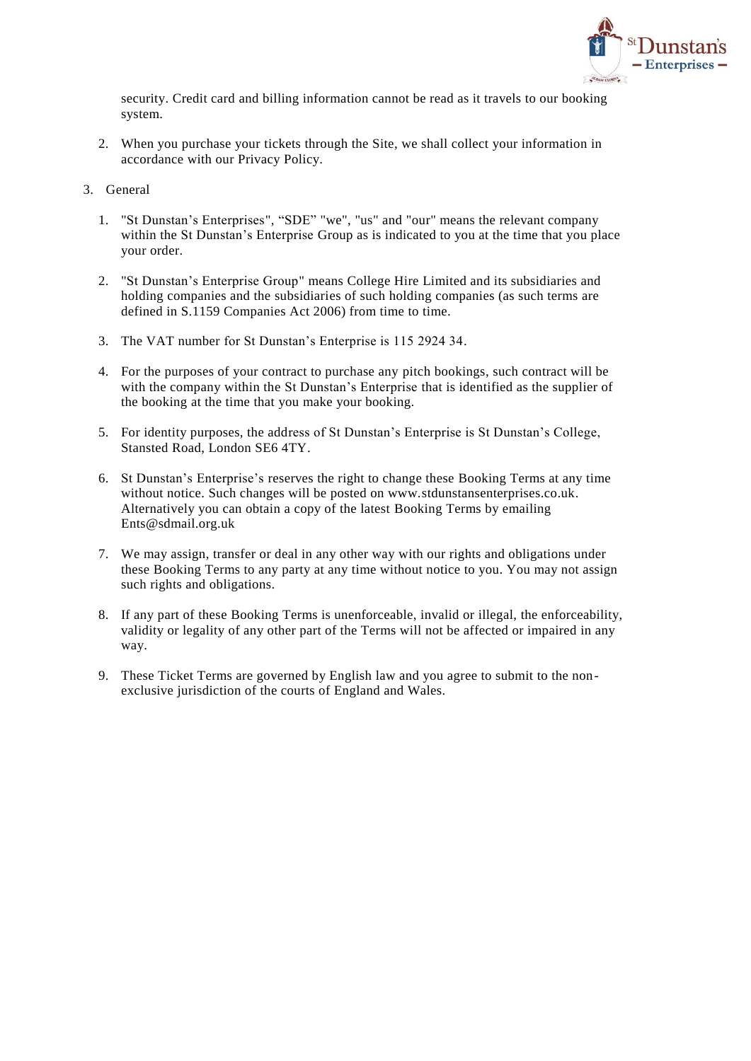security. Credit card and billing information cannot be read as it travels to our booking system.

2. When you purchase your tickets through the Site, we shall collect your information in accordance with our Privacy Policy.

3. General

   1. "St Dunstan's Enterprises", "SDE" "we", "us" and "our" means the relevant company within the St Dunstan's Enterprise Group as is indicated to you at the time that you place your order.

   2. "St Dunstan's Enterprise Group" means College Hire Limited and its subsidiaries and holding companies and the subsidiaries of such holding companies (as such terms are defined in S.1159 Companies Act 2006) from time to time.

   3. The VAT number for St Dunstan's Enterprise is 115 2924 34.

   4. For the purposes of your contract to purchase any pitch bookings, such contract will be with the company within the St Dunstan's Enterprise that is identified as the supplier of the booking at the time that you make your booking.

   5. For identity purposes, the address of St Dunstan's Enterprise is St Dunstan's College, Stansted Road, London SE6 4TY.

   6. St Dunstan's Enterprise's reserves the right to change these Booking Terms at any time without notice. Such changes will be posted on www.stdunstansenterprises.co.uk. Alternatively you can obtain a copy of the latest Booking Terms by emailing Ents@sdmail.org.uk

   7. We may assign, transfer or deal in any other way with our rights and obligations under these Booking Terms to any party at any time without notice to you. You may not assign such rights and obligations.

   8. If any part of these Booking Terms is unenforceable, invalid or illegal, the enforceability, validity or legality of any other part of the Terms will not be affected or impaired in any way.

   9. These Ticket Terms are governed by English law and you agree to submit to the non-exclusive jurisdiction of the courts of England and Wales.